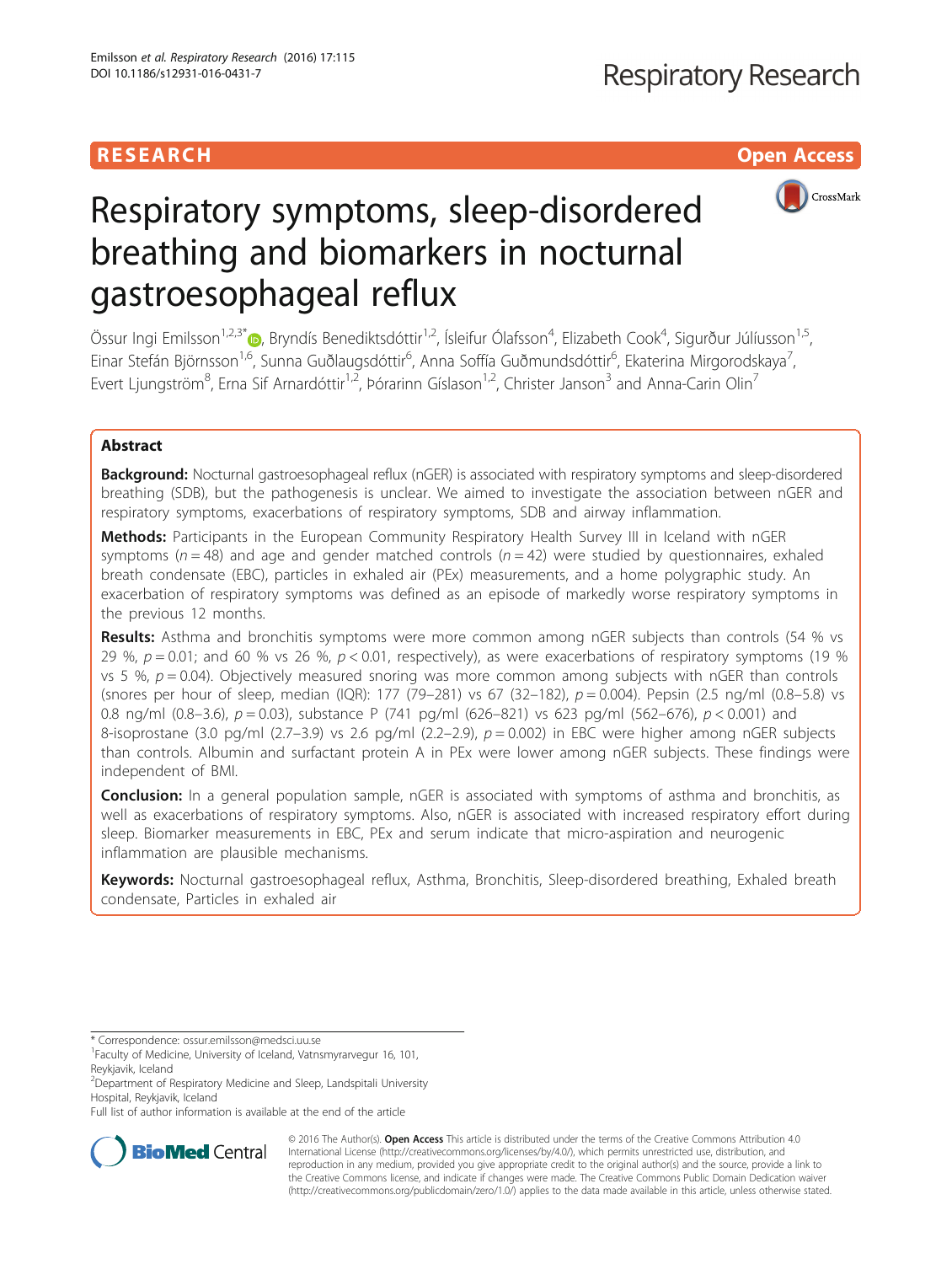# Respiratory symptoms, sleep-disordered breathing and biomarkers in nocturnal gastroesophageal reflux

**RESEARCH** **Open Access**

Össur Ingi Emilsson[1,2,3*], Bryndís Benediktsdóttir[1,2], Ísleifur Ólafsson[4], Elizabeth Cook[4], Sigurður Júlíusson[1,5], Einar Stefán Björnsson[1,6], Sunna Guðlaugsdóttir[6], Anna Soffía Guðmundsdóttir[6], Ekaterina Mirgorodskaya[7], Evert Ljungström[8], Erna Sif Arnardóttir[1,2], Þórarinn Gíslason[1,2], Christer Janson[3] and Anna-Carin Olin[7]

## Abstract

**Background:** Nocturnal gastroesophageal reflux (nGER) is associated with respiratory symptoms and sleep-disordered breathing (SDB), but the pathogenesis is unclear. We aimed to investigate the association between nGER and respiratory symptoms, exacerbations of respiratory symptoms, SDB and airway inflammation.

**Methods:** Participants in the European Community Respiratory Health Survey III in Iceland with nGER symptoms ($n = 48$) and age and gender matched controls ($n = 42$) were studied by questionnaires, exhaled breath condensate (EBC), particles in exhaled air (PEx) measurements, and a home polygraphic study. An exacerbation of respiratory symptoms was defined as an episode of markedly worse respiratory symptoms in the previous 12 months.

**Results:** Asthma and bronchitis symptoms were more common among nGER subjects than controls (54 % vs 29 %, $p = 0.01$; and 60 % vs 26 %, $p < 0.01$, respectively), as were exacerbations of respiratory symptoms (19 % vs 5 %, $p = 0.04$). Objectively measured snoring was more common among subjects with nGER than controls (snores per hour of sleep, median (IQR): 177 (79–281) vs 67 (32–182), $p = 0.004$). Pepsin (2.5 ng/ml (0.8–5.8) vs 0.8 ng/ml (0.8–3.6), $p = 0.03$), substance P (741 pg/ml (626–821) vs 623 pg/ml (562–676), $p < 0.001$) and 8-isoprostane (3.0 pg/ml (2.7–3.9) vs 2.6 pg/ml (2.2–2.9), $p = 0.002$) in EBC were higher among nGER subjects than controls. Albumin and surfactant protein A in PEx were lower among nGER subjects. These findings were independent of BMI.

**Conclusion:** In a general population sample, nGER is associated with symptoms of asthma and bronchitis, as well as exacerbations of respiratory symptoms. Also, nGER is associated with increased respiratory effort during sleep. Biomarker measurements in EBC, PEx and serum indicate that micro-aspiration and neurogenic inflammation are plausible mechanisms.

**Keywords:** Nocturnal gastroesophageal reflux, Asthma, Bronchitis, Sleep-disordered breathing, Exhaled breath condensate, Particles in exhaled air

---

\* Correspondence: ossur.emilsson@medsci.uu.se

[1]Faculty of Medicine, University of Iceland, Vatnsmyrarvegur 16, 101, Reykjavik, Iceland

[2]Department of Respiratory Medicine and Sleep, Landspitali University Hospital, Reykjavik, Iceland

Full list of author information is available at the end of the article

© 2016 The Author(s). **Open Access** This article is distributed under the terms of the Creative Commons Attribution 4.0 International License (http://creativecommons.org/licenses/by/4.0/), which permits unrestricted use, distribution, and reproduction in any medium, provided you give appropriate credit to the original author(s) and the source, provide a link to the Creative Commons license, and indicate if changes were made. The Creative Commons Public Domain Dedication waiver (http://creativecommons.org/publicdomain/zero/1.0/) applies to the data made available in this article, unless otherwise stated.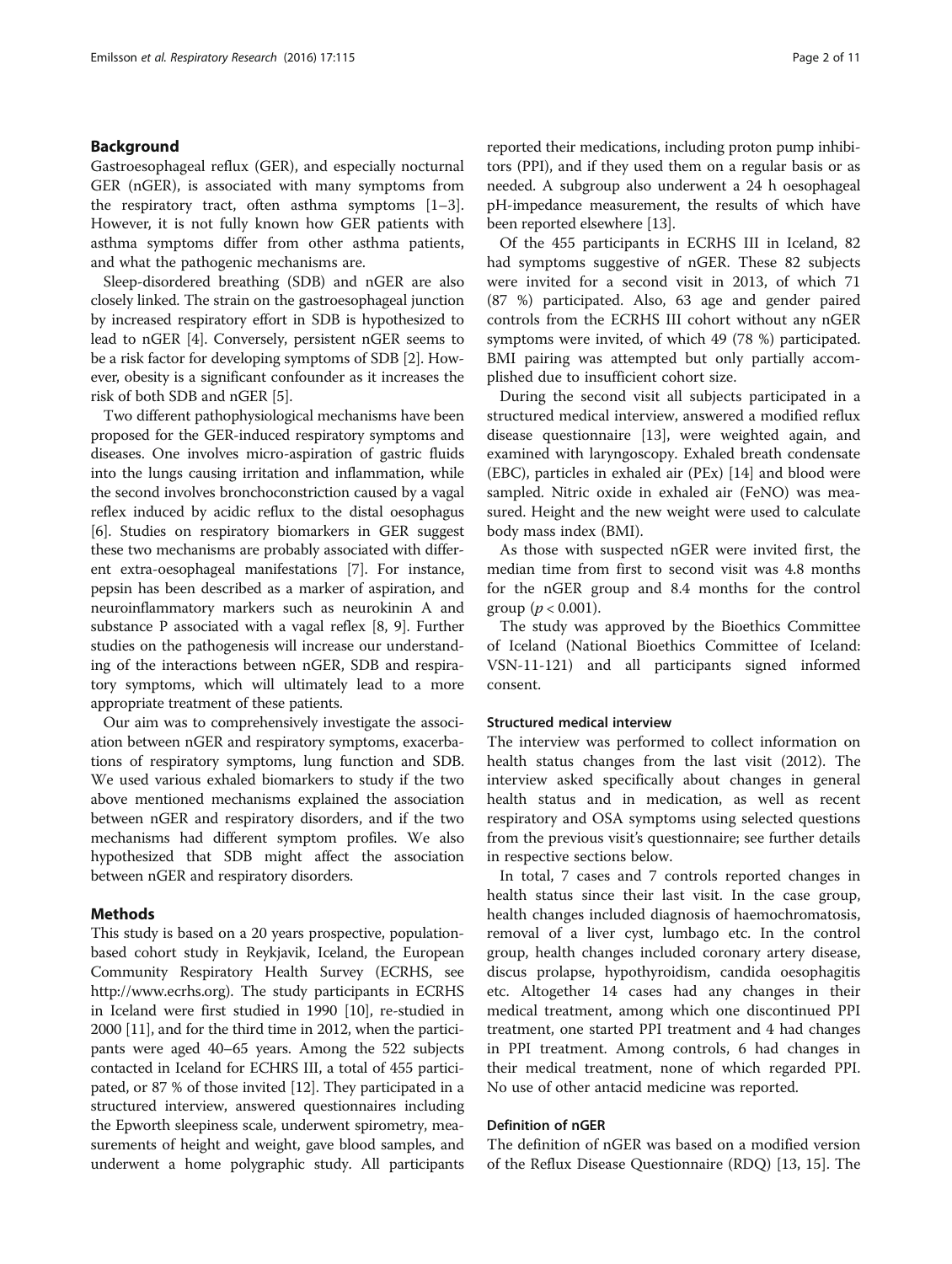## Background

Gastroesophageal reflux (GER), and especially nocturnal GER (nGER), is associated with many symptoms from the respiratory tract, often asthma symptoms [1–3]. However, it is not fully known how GER patients with asthma symptoms differ from other asthma patients, and what the pathogenic mechanisms are.

Sleep-disordered breathing (SDB) and nGER are also closely linked. The strain on the gastroesophageal junction by increased respiratory effort in SDB is hypothesized to lead to nGER [4]. Conversely, persistent nGER seems to be a risk factor for developing symptoms of SDB [2]. However, obesity is a significant confounder as it increases the risk of both SDB and nGER [5].

Two different pathophysiological mechanisms have been proposed for the GER-induced respiratory symptoms and diseases. One involves micro-aspiration of gastric fluids into the lungs causing irritation and inflammation, while the second involves bronchoconstriction caused by a vagal reflex induced by acidic reflux to the distal oesophagus [6]. Studies on respiratory biomarkers in GER suggest these two mechanisms are probably associated with different extra-oesophageal manifestations [7]. For instance, pepsin has been described as a marker of aspiration, and neuroinflammatory markers such as neurokinin A and substance P associated with a vagal reflex [8, 9]. Further studies on the pathogenesis will increase our understanding of the interactions between nGER, SDB and respiratory symptoms, which will ultimately lead to a more appropriate treatment of these patients.

Our aim was to comprehensively investigate the association between nGER and respiratory symptoms, exacerbations of respiratory symptoms, lung function and SDB. We used various exhaled biomarkers to study if the two above mentioned mechanisms explained the association between nGER and respiratory disorders, and if the two mechanisms had different symptom profiles. We also hypothesized that SDB might affect the association between nGER and respiratory disorders.

## Methods

This study is based on a 20 years prospective, population-based cohort study in Reykjavik, Iceland, the European Community Respiratory Health Survey (ECRHS, see http://www.ecrhs.org). The study participants in ECRHS in Iceland were first studied in 1990 [10], re-studied in 2000 [11], and for the third time in 2012, when the participants were aged 40–65 years. Among the 522 subjects contacted in Iceland for ECHRS III, a total of 455 participated, or 87 % of those invited [12]. They participated in a structured interview, answered questionnaires including the Epworth sleepiness scale, underwent spirometry, measurements of height and weight, gave blood samples, and underwent a home polygraphic study. All participants reported their medications, including proton pump inhibitors (PPI), and if they used them on a regular basis or as needed. A subgroup also underwent a 24 h oesophageal pH-impedance measurement, the results of which have been reported elsewhere [13].

Of the 455 participants in ECRHS III in Iceland, 82 had symptoms suggestive of nGER. These 82 subjects were invited for a second visit in 2013, of which 71 (87 %) participated. Also, 63 age and gender paired controls from the ECRHS III cohort without any nGER symptoms were invited, of which 49 (78 %) participated. BMI pairing was attempted but only partially accomplished due to insufficient cohort size.

During the second visit all subjects participated in a structured medical interview, answered a modified reflux disease questionnaire [13], were weighted again, and examined with laryngoscopy. Exhaled breath condensate (EBC), particles in exhaled air (PEx) [14] and blood were sampled. Nitric oxide in exhaled air (FeNO) was measured. Height and the new weight were used to calculate body mass index (BMI).

As those with suspected nGER were invited first, the median time from first to second visit was 4.8 months for the nGER group and 8.4 months for the control group ($p < 0.001$).

The study was approved by the Bioethics Committee of Iceland (National Bioethics Committee of Iceland: VSN-11-121) and all participants signed informed consent.

### Structured medical interview

The interview was performed to collect information on health status changes from the last visit (2012). The interview asked specifically about changes in general health status and in medication, as well as recent respiratory and OSA symptoms using selected questions from the previous visit's questionnaire; see further details in respective sections below.

In total, 7 cases and 7 controls reported changes in health status since their last visit. In the case group, health changes included diagnosis of haemochromatosis, removal of a liver cyst, lumbago etc. In the control group, health changes included coronary artery disease, discus prolapse, hypothyroidism, candida oesophagitis etc. Altogether 14 cases had any changes in their medical treatment, among which one discontinued PPI treatment, one started PPI treatment and 4 had changes in PPI treatment. Among controls, 6 had changes in their medical treatment, none of which regarded PPI. No use of other antacid medicine was reported.

### Definition of nGER

The definition of nGER was based on a modified version of the Reflux Disease Questionnaire (RDQ) [13, 15]. The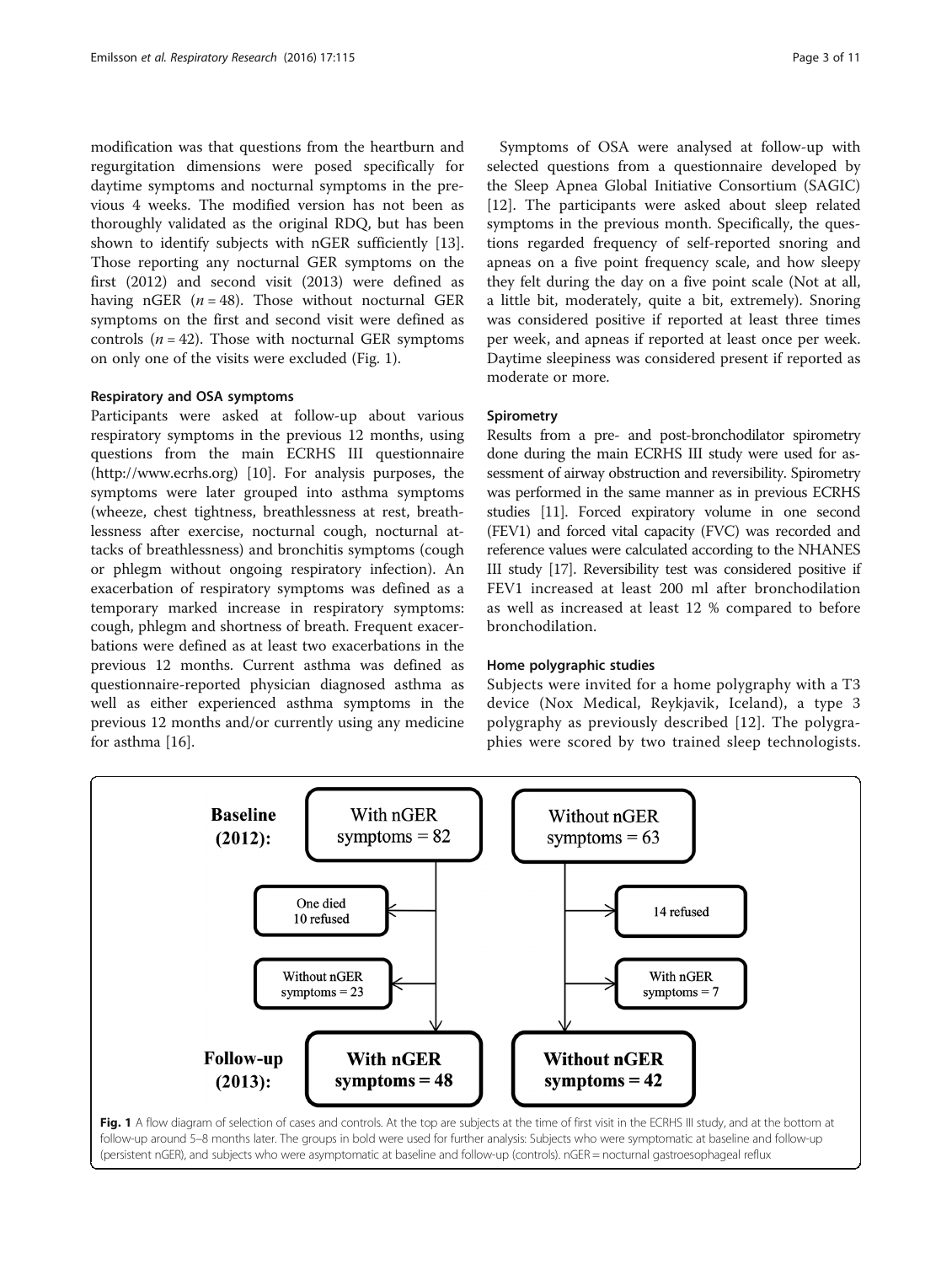modification was that questions from the heartburn and regurgitation dimensions were posed specifically for daytime symptoms and nocturnal symptoms in the previous 4 weeks. The modified version has not been as thoroughly validated as the original RDQ, but has been shown to identify subjects with nGER sufficiently [13]. Those reporting any nocturnal GER symptoms on the first (2012) and second visit (2013) were defined as having nGER ($n = 48$). Those without nocturnal GER symptoms on the first and second visit were defined as controls ($n = 42$). Those with nocturnal GER symptoms on only one of the visits were excluded (Fig. 1).

### Respiratory and OSA symptoms

Participants were asked at follow-up about various respiratory symptoms in the previous 12 months, using questions from the main ECRHS III questionnaire (http://www.ecrhs.org) [10]. For analysis purposes, the symptoms were later grouped into asthma symptoms (wheeze, chest tightness, breathlessness at rest, breathlessness after exercise, nocturnal cough, nocturnal attacks of breathlessness) and bronchitis symptoms (cough or phlegm without ongoing respiratory infection). An exacerbation of respiratory symptoms was defined as a temporary marked increase in respiratory symptoms: cough, phlegm and shortness of breath. Frequent exacerbations were defined as at least two exacerbations in the previous 12 months. Current asthma was defined as questionnaire-reported physician diagnosed asthma as well as either experienced asthma symptoms in the previous 12 months and/or currently using any medicine for asthma [16].

Symptoms of OSA were analysed at follow-up with selected questions from a questionnaire developed by the Sleep Apnea Global Initiative Consortium (SAGIC) [12]. The participants were asked about sleep related symptoms in the previous month. Specifically, the questions regarded frequency of self-reported snoring and apneas on a five point frequency scale, and how sleepy they felt during the day on a five point scale (Not at all, a little bit, moderately, quite a bit, extremely). Snoring was considered positive if reported at least three times per week, and apneas if reported at least once per week. Daytime sleepiness was considered present if reported as moderate or more.

### Spirometry

Results from a pre- and post-bronchodilator spirometry done during the main ECRHS III study were used for assessment of airway obstruction and reversibility. Spirometry was performed in the same manner as in previous ECRHS studies [11]. Forced expiratory volume in one second (FEV1) and forced vital capacity (FVC) was recorded and reference values were calculated according to the NHANES III study [17]. Reversibility test was considered positive if FEV1 increased at least 200 ml after bronchodilation as well as increased at least 12 % compared to before bronchodilation.

### Home polygraphic studies

Subjects were invited for a home polygraphy with a T3 device (Nox Medical, Reykjavik, Iceland), a type 3 polygraphy as previously described [12]. The polygraphies were scored by two trained sleep technologists.

**Baseline (2012):** With nGER symptoms = 82 | Without nGER symptoms = 63

With nGER branch: One died, 10 refused; Without nGER symptoms = 23

Without nGER branch: 14 refused; With nGER symptoms = 7

**Follow-up (2013):** **With nGER symptoms = 48** | **Without nGER symptoms = 42**

**Fig. 1** A flow diagram of selection of cases and controls. At the top are subjects at the time of first visit in the ECRHS III study, and at the bottom at follow-up around 5–8 months later. The groups in bold were used for further analysis: Subjects who were symptomatic at baseline and follow-up (persistent nGER), and subjects who were asymptomatic at baseline and follow-up (controls). nGER = nocturnal gastroesophageal reflux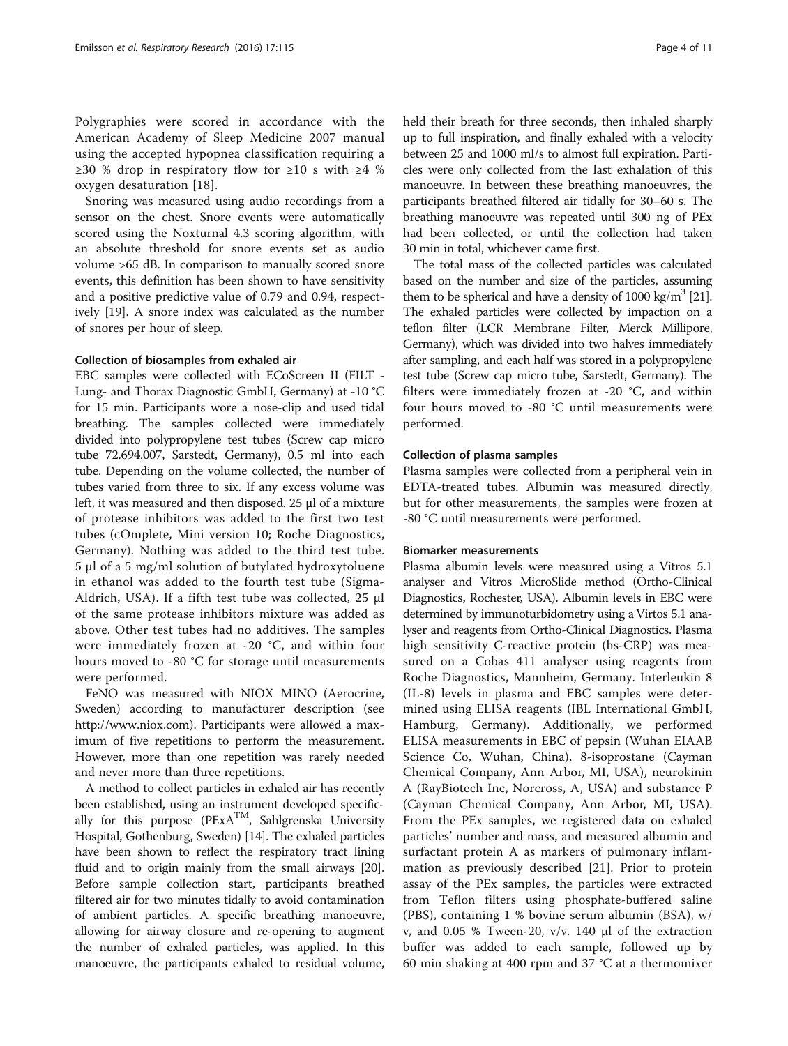Polygraphies were scored in accordance with the American Academy of Sleep Medicine 2007 manual using the accepted hypopnea classification requiring a ≥30 % drop in respiratory flow for ≥10 s with ≥4 % oxygen desaturation [18].

Snoring was measured using audio recordings from a sensor on the chest. Snore events were automatically scored using the Noxturnal 4.3 scoring algorithm, with an absolute threshold for snore events set as audio volume >65 dB. In comparison to manually scored snore events, this definition has been shown to have sensitivity and a positive predictive value of 0.79 and 0.94, respectively [19]. A snore index was calculated as the number of snores per hour of sleep.

### Collection of biosamples from exhaled air

EBC samples were collected with ECoScreen II (FILT - Lung- and Thorax Diagnostic GmbH, Germany) at -10 °C for 15 min. Participants wore a nose-clip and used tidal breathing. The samples collected were immediately divided into polypropylene test tubes (Screw cap micro tube 72.694.007, Sarstedt, Germany), 0.5 ml into each tube. Depending on the volume collected, the number of tubes varied from three to six. If any excess volume was left, it was measured and then disposed. 25 μl of a mixture of protease inhibitors was added to the first two test tubes (cOmplete, Mini version 10; Roche Diagnostics, Germany). Nothing was added to the third test tube. 5 μl of a 5 mg/ml solution of butylated hydroxytoluene in ethanol was added to the fourth test tube (Sigma-Aldrich, USA). If a fifth test tube was collected, 25 μl of the same protease inhibitors mixture was added as above. Other test tubes had no additives. The samples were immediately frozen at -20 °C, and within four hours moved to -80 °C for storage until measurements were performed.

FeNO was measured with NIOX MINO (Aerocrine, Sweden) according to manufacturer description (see http://www.niox.com). Participants were allowed a maximum of five repetitions to perform the measurement. However, more than one repetition was rarely needed and never more than three repetitions.

A method to collect particles in exhaled air has recently been established, using an instrument developed specifically for this purpose (PExA™, Sahlgrenska University Hospital, Gothenburg, Sweden) [14]. The exhaled particles have been shown to reflect the respiratory tract lining fluid and to origin mainly from the small airways [20]. Before sample collection start, participants breathed filtered air for two minutes tidally to avoid contamination of ambient particles. A specific breathing manoeuvre, allowing for airway closure and re-opening to augment the number of exhaled particles, was applied. In this manoeuvre, the participants exhaled to residual volume, held their breath for three seconds, then inhaled sharply up to full inspiration, and finally exhaled with a velocity between 25 and 1000 ml/s to almost full expiration. Particles were only collected from the last exhalation of this manoeuvre. In between these breathing manoeuvres, the participants breathed filtered air tidally for 30–60 s. The breathing manoeuvre was repeated until 300 ng of PEx had been collected, or until the collection had taken 30 min in total, whichever came first.

The total mass of the collected particles was calculated based on the number and size of the particles, assuming them to be spherical and have a density of 1000 $kg/m^3$ [21]. The exhaled particles were collected by impaction on a teflon filter (LCR Membrane Filter, Merck Millipore, Germany), which was divided into two halves immediately after sampling, and each half was stored in a polypropylene test tube (Screw cap micro tube, Sarstedt, Germany). The filters were immediately frozen at -20 °C, and within four hours moved to -80 °C until measurements were performed.

### Collection of plasma samples

Plasma samples were collected from a peripheral vein in EDTA-treated tubes. Albumin was measured directly, but for other measurements, the samples were frozen at -80 °C until measurements were performed.

### Biomarker measurements

Plasma albumin levels were measured using a Vitros 5.1 analyser and Vitros MicroSlide method (Ortho-Clinical Diagnostics, Rochester, USA). Albumin levels in EBC were determined by immunoturbidometry using a Virtos 5.1 analyser and reagents from Ortho-Clinical Diagnostics. Plasma high sensitivity C-reactive protein (hs-CRP) was measured on a Cobas 411 analyser using reagents from Roche Diagnostics, Mannheim, Germany. Interleukin 8 (IL-8) levels in plasma and EBC samples were determined using ELISA reagents (IBL International GmbH, Hamburg, Germany). Additionally, we performed ELISA measurements in EBC of pepsin (Wuhan EIAAB Science Co, Wuhan, China), 8-isoprostane (Cayman Chemical Company, Ann Arbor, MI, USA), neurokinin A (RayBiotech Inc, Norcross, A, USA) and substance P (Cayman Chemical Company, Ann Arbor, MI, USA). From the PEx samples, we registered data on exhaled particles' number and mass, and measured albumin and surfactant protein A as markers of pulmonary inflammation as previously described [21]. Prior to protein assay of the PEx samples, the particles were extracted from Teflon filters using phosphate-buffered saline (PBS), containing 1 % bovine serum albumin (BSA), w/v, and 0.05 % Tween-20, v/v. 140 μl of the extraction buffer was added to each sample, followed up by 60 min shaking at 400 rpm and 37 °C at a thermomixer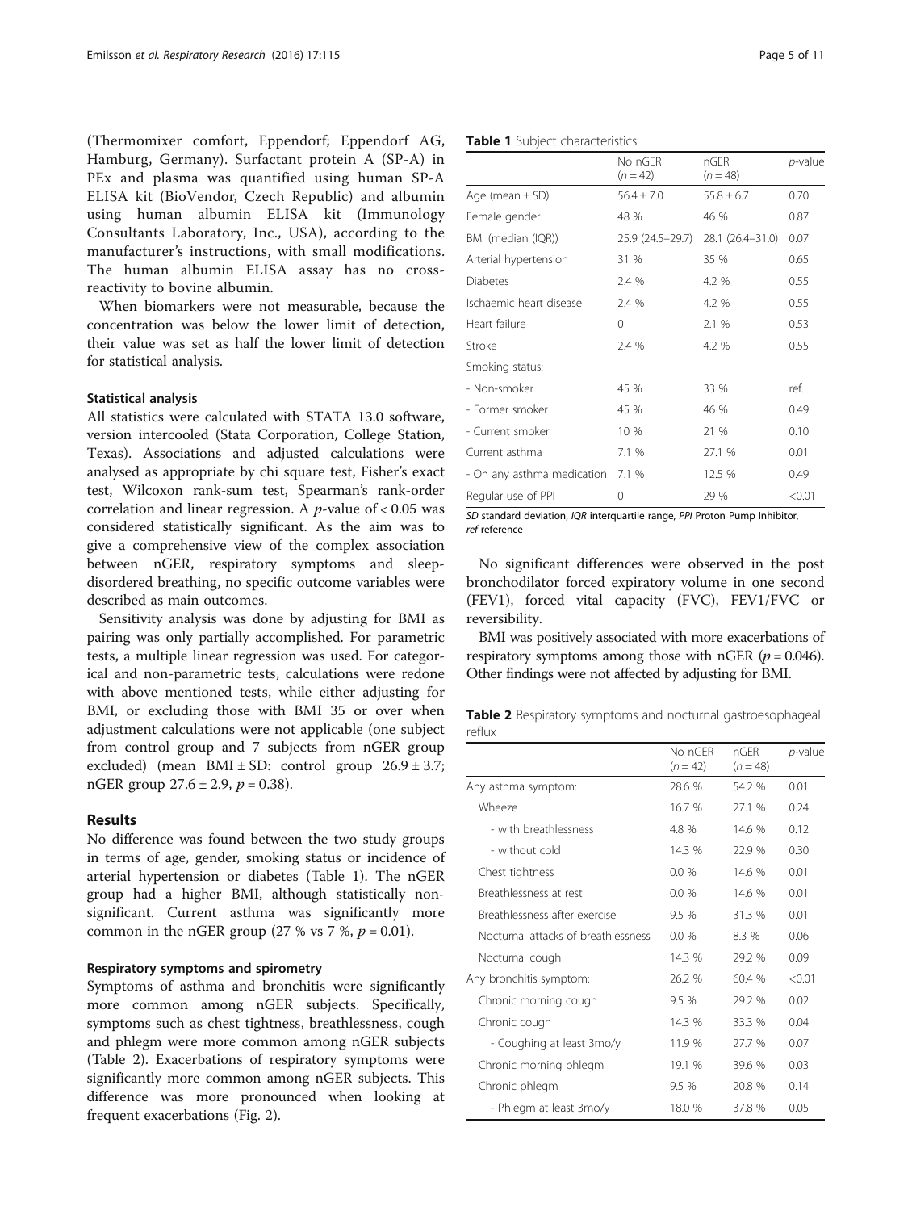(Thermomixer comfort, Eppendorf; Eppendorf AG, Hamburg, Germany). Surfactant protein A (SP-A) in PEx and plasma was quantified using human SP-A ELISA kit (BioVendor, Czech Republic) and albumin using human albumin ELISA kit (Immunology Consultants Laboratory, Inc., USA), according to the manufacturer's instructions, with small modifications. The human albumin ELISA assay has no cross-reactivity to bovine albumin.

When biomarkers were not measurable, because the concentration was below the lower limit of detection, their value was set as half the lower limit of detection for statistical analysis.

### Statistical analysis

All statistics were calculated with STATA 13.0 software, version intercooled (Stata Corporation, College Station, Texas). Associations and adjusted calculations were analysed as appropriate by chi square test, Fisher's exact test, Wilcoxon rank-sum test, Spearman's rank-order correlation and linear regression. A $p$-value of $< 0.05$ was considered statistically significant. As the aim was to give a comprehensive view of the complex association between nGER, respiratory symptoms and sleep-disordered breathing, no specific outcome variables were described as main outcomes.

Sensitivity analysis was done by adjusting for BMI as pairing was only partially accomplished. For parametric tests, a multiple linear regression was used. For categorical and non-parametric tests, calculations were redone with above mentioned tests, while either adjusting for BMI, or excluding those with BMI 35 or over when adjustment calculations were not applicable (one subject from control group and 7 subjects from nGER group excluded) (mean BMI ± SD: control group 26.9 ± 3.7; nGER group 27.6 ± 2.9, $p = 0.38$).

## Results

No difference was found between the two study groups in terms of age, gender, smoking status or incidence of arterial hypertension or diabetes (Table 1). The nGER group had a higher BMI, although statistically non-significant. Current asthma was significantly more common in the nGER group (27 % vs 7 %, $p = 0.01$).

### Respiratory symptoms and spirometry

Symptoms of asthma and bronchitis were significantly more common among nGER subjects. Specifically, symptoms such as chest tightness, breathlessness, cough and phlegm were more common among nGER subjects (Table 2). Exacerbations of respiratory symptoms were significantly more common among nGER subjects. This difference was more pronounced when looking at frequent exacerbations (Fig. 2).

**Table 1** Subject characteristics

| | No nGER ($n = 42$) | nGER ($n = 48$) | $p$-value |
|---|---|---|---|
| Age (mean ± SD) | 56.4 ± 7.0 | 55.8 ± 6.7 | 0.70 |
| Female gender | 48 % | 46 % | 0.87 |
| BMI (median (IQR)) | 25.9 (24.5–29.7) | 28.1 (26.4–31.0) | 0.07 |
| Arterial hypertension | 31 % | 35 % | 0.65 |
| Diabetes | 2.4 % | 4.2 % | 0.55 |
| Ischaemic heart disease | 2.4 % | 4.2 % | 0.55 |
| Heart failure | 0 | 2.1 % | 0.53 |
| Stroke | 2.4 % | 4.2 % | 0.55 |
| Smoking status: | | | |
| - Non-smoker | 45 % | 33 % | ref. |
| - Former smoker | 45 % | 46 % | 0.49 |
| - Current smoker | 10 % | 21 % | 0.10 |
| Current asthma | 7.1 % | 27.1 % | 0.01 |
| - On any asthma medication | 7.1 % | 12.5 % | 0.49 |
| Regular use of PPI | 0 | 29 % | <0.01 |

*SD* standard deviation, *IQR* interquartile range, *PPI* Proton Pump Inhibitor, *ref* reference

No significant differences were observed in the post bronchodilator forced expiratory volume in one second (FEV1), forced vital capacity (FVC), FEV1/FVC or reversibility.

BMI was positively associated with more exacerbations of respiratory symptoms among those with nGER ($p = 0.046$). Other findings were not affected by adjusting for BMI.

**Table 2** Respiratory symptoms and nocturnal gastroesophageal reflux

| | No nGER ($n = 42$) | nGER ($n = 48$) | $p$-value |
|---|---|---|---|
| Any asthma symptom: | 28.6 % | 54.2 % | 0.01 |
| Wheeze | 16.7 % | 27.1 % | 0.24 |
| - with breathlessness | 4.8 % | 14.6 % | 0.12 |
| - without cold | 14.3 % | 22.9 % | 0.30 |
| Chest tightness | 0.0 % | 14.6 % | 0.01 |
| Breathlessness at rest | 0.0 % | 14.6 % | 0.01 |
| Breathlessness after exercise | 9.5 % | 31.3 % | 0.01 |
| Nocturnal attacks of breathlessness | 0.0 % | 8.3 % | 0.06 |
| Nocturnal cough | 14.3 % | 29.2 % | 0.09 |
| Any bronchitis symptom: | 26.2 % | 60.4 % | <0.01 |
| Chronic morning cough | 9.5 % | 29.2 % | 0.02 |
| Chronic cough | 14.3 % | 33.3 % | 0.04 |
| - Coughing at least 3mo/y | 11.9 % | 27.7 % | 0.07 |
| Chronic morning phlegm | 19.1 % | 39.6 % | 0.03 |
| Chronic phlegm | 9.5 % | 20.8 % | 0.14 |
| - Phlegm at least 3mo/y | 18.0 % | 37.8 % | 0.05 |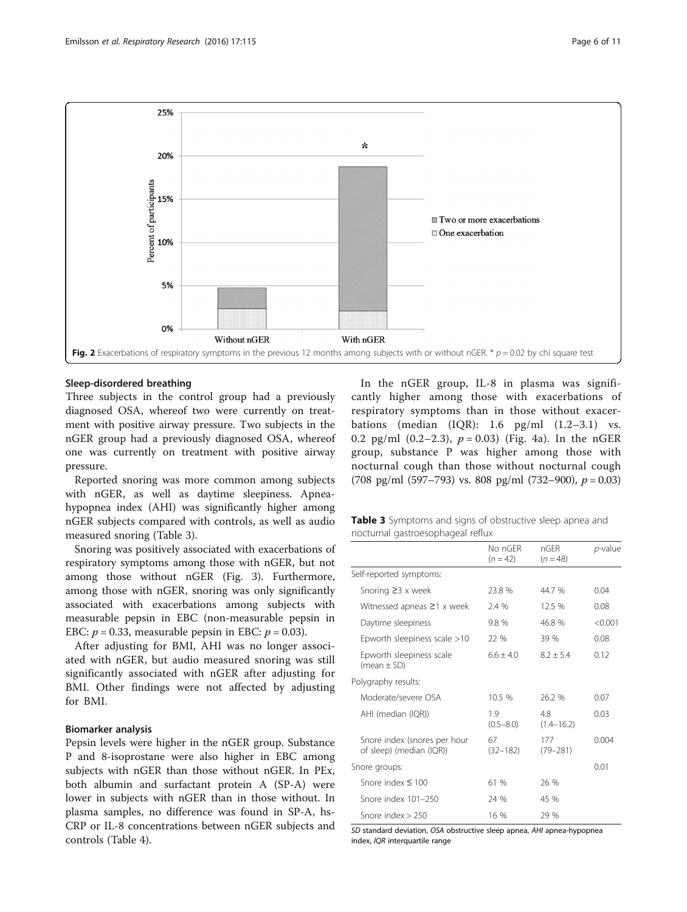Fig. 2 Exacerbations of respiratory symptoms in the previous 12 months among subjects with or without nGER. * $p = 0.02$ by chi square test

### Sleep-disordered breathing

Three subjects in the control group had a previously diagnosed OSA, whereof two were currently on treatment with positive airway pressure. Two subjects in the nGER group had a previously diagnosed OSA, whereof one was currently on treatment with positive airway pressure.

Reported snoring was more common among subjects with nGER, as well as daytime sleepiness. Apnea-hypopnea index (AHI) was significantly higher among nGER subjects compared with controls, as well as audio measured snoring (Table 3).

Snoring was positively associated with exacerbations of respiratory symptoms among those with nGER, but not among those without nGER (Fig. 3). Furthermore, among those with nGER, snoring was only significantly associated with exacerbations among subjects with measurable pepsin in EBC (non-measurable pepsin in EBC: $p = 0.33$, measurable pepsin in EBC: $p = 0.03$).

After adjusting for BMI, AHI was no longer associated with nGER, but audio measured snoring was still significantly associated with nGER after adjusting for BMI. Other findings were not affected by adjusting for BMI.

### Biomarker analysis

Pepsin levels were higher in the nGER group. Substance P and 8-isoprostane were also higher in EBC among subjects with nGER than those without nGER. In PEx, both albumin and surfactant protein A (SP-A) were lower in subjects with nGER than in those without. In plasma samples, no difference was found in SP-A, hs-CRP or IL-8 concentrations between nGER subjects and controls (Table 4).

In the nGER group, IL-8 in plasma was significantly higher among those with exacerbations of respiratory symptoms than in those without exacerbations (median (IQR): 1.6 pg/ml (1.2–3.1) vs. 0.2 pg/ml (0.2–2.3), $p = 0.03$) (Fig. 4a). In the nGER group, substance P was higher among those with nocturnal cough than those without nocturnal cough (708 pg/ml (597–793) vs. 808 pg/ml (732–900), $p = 0.03$)

**Table 3** Symptoms and signs of obstructive sleep apnea and nocturnal gastroesophageal reflux

| | No nGER ($n = 42$) | nGER ($n = 48$) | *p*-value |
|---|---|---|---|
| Self-reported symptoms: | | | |
| Snoring ≥3 x week | 23.8 % | 44.7 % | 0.04 |
| Witnessed apneas ≥1 x week | 2.4 % | 12.5 % | 0.08 |
| Daytime sleepiness | 9.8 % | 46.8 % | <0.001 |
| Epworth sleepiness scale >10 | 22 % | 39 % | 0.08 |
| Epworth sleepiness scale (mean ± SD) | 6.6 ± 4.0 | 8.2 ± 5.4 | 0.12 |
| Polygraphy results: | | | |
| Moderate/severe OSA | 10.5 % | 26.2 % | 0.07 |
| AHI (median (IQR)) | 1.9 (0.5–8.0) | 4.8 (1.4–16.2) | 0.03 |
| Snore index (snores per hour of sleep) (median (IQR)) | 67 (32–182) | 177 (79–281) | 0.004 |
| Snore groups: | | | 0.01 |
| Snore index ≤ 100 | 61 % | 26 % | |
| Snore index 101–250 | 24 % | 45 % | |
| Snore index > 250 | 16 % | 29 % | |

*SD* standard deviation, *OSA* obstructive sleep apnea, *AHI* apnea-hypopnea index, *IQR* interquartile range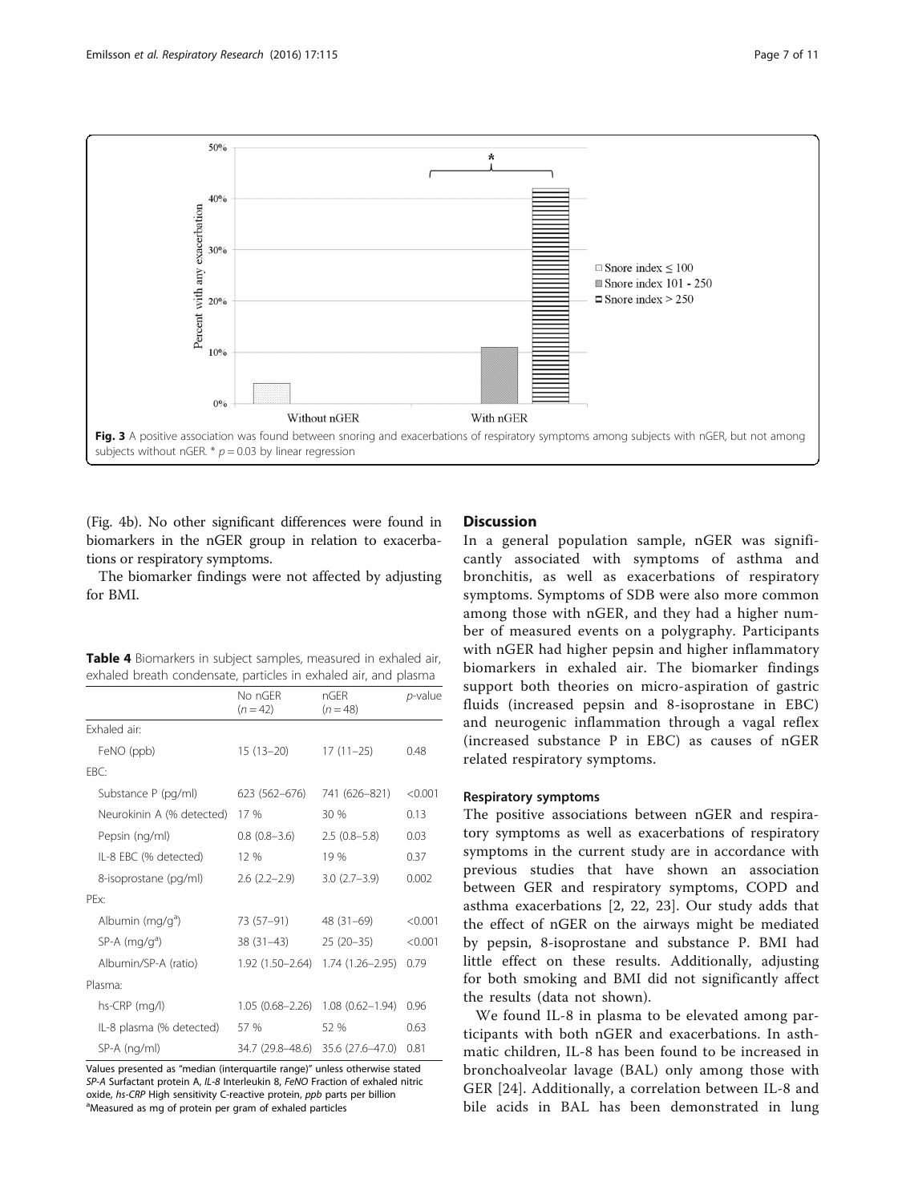Fig. 3 A positive association was found between snoring and exacerbations of respiratory symptoms among subjects with nGER, but not among subjects without nGER. * $p = 0.03$ by linear regression

(Fig. 4b). No other significant differences were found in biomarkers in the nGER group in relation to exacerbations or respiratory symptoms.

The biomarker findings were not affected by adjusting for BMI.

**Table 4** Biomarkers in subject samples, measured in exhaled air, exhaled breath condensate, particles in exhaled air, and plasma

| | No nGER ($n = 42$) | nGER ($n = 48$) | *p*-value |
|---|---|---|---|
| Exhaled air: | | | |
| FeNO (ppb) | 15 (13–20) | 17 (11–25) | 0.48 |
| EBC: | | | |
| Substance P (pg/ml) | 623 (562–676) | 741 (626–821) | <0.001 |
| Neurokinin A (% detected) | 17 % | 30 % | 0.13 |
| Pepsin (ng/ml) | 0.8 (0.8–3.6) | 2.5 (0.8–5.8) | 0.03 |
| IL-8 EBC (% detected) | 12 % | 19 % | 0.37 |
| 8-isoprostane (pg/ml) | 2.6 (2.2–2.9) | 3.0 (2.7–3.9) | 0.002 |
| PEx: | | | |
| Albumin (mg/g[a]) | 73 (57–91) | 48 (31–69) | <0.001 |
| SP-A (mg/g[a]) | 38 (31–43) | 25 (20–35) | <0.001 |
| Albumin/SP-A (ratio) | 1.92 (1.50–2.64) | 1.74 (1.26–2.95) | 0.79 |
| Plasma: | | | |
| hs-CRP (mg/l) | 1.05 (0.68–2.26) | 1.08 (0.62–1.94) | 0.96 |
| IL-8 plasma (% detected) | 57 % | 52 % | 0.63 |
| SP-A (ng/ml) | 34.7 (29.8–48.6) | 35.6 (27.6–47.0) | 0.81 |

Values presented as "median (interquartile range)" unless otherwise stated
*SP-A* Surfactant protein A, *IL-8* Interleukin 8, *FeNO* Fraction of exhaled nitric oxide, *hs-CRP* High sensitivity C-reactive protein, *ppb* parts per billion
[a]Measured as mg of protein per gram of exhaled particles

## Discussion

In a general population sample, nGER was significantly associated with symptoms of asthma and bronchitis, as well as exacerbations of respiratory symptoms. Symptoms of SDB were also more common among those with nGER, and they had a higher number of measured events on a polygraphy. Participants with nGER had higher pepsin and higher inflammatory biomarkers in exhaled air. The biomarker findings support both theories on micro-aspiration of gastric fluids (increased pepsin and 8-isoprostane in EBC) and neurogenic inflammation through a vagal reflex (increased substance P in EBC) as causes of nGER related respiratory symptoms.

### Respiratory symptoms

The positive associations between nGER and respiratory symptoms as well as exacerbations of respiratory symptoms in the current study are in accordance with previous studies that have shown an association between GER and respiratory symptoms, COPD and asthma exacerbations [2, 22, 23]. Our study adds that the effect of nGER on the airways might be mediated by pepsin, 8-isoprostane and substance P. BMI had little effect on these results. Additionally, adjusting for both smoking and BMI did not significantly affect the results (data not shown).

We found IL-8 in plasma to be elevated among participants with both nGER and exacerbations. In asthmatic children, IL-8 has been found to be increased in bronchoalveolar lavage (BAL) only among those with GER [24]. Additionally, a correlation between IL-8 and bile acids in BAL has been demonstrated in lung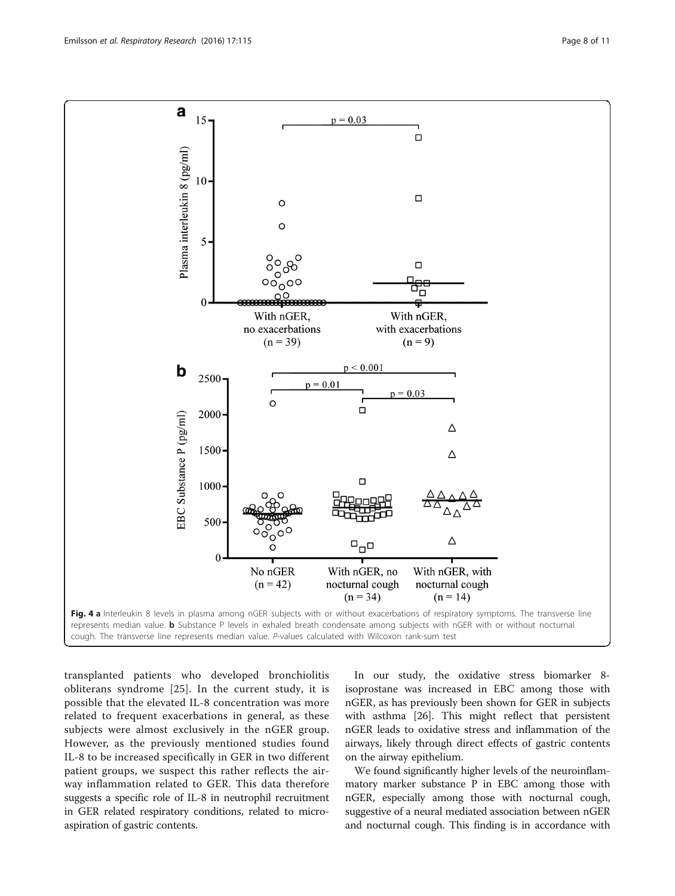**Fig. 4 a** Interleukin 8 levels in plasma among nGER subjects with or without exacerbations of respiratory symptoms. The transverse line represents median value. **b** Substance P levels in exhaled breath condensate among subjects with nGER with or without nocturnal cough. The transverse line represents median value. *P*-values calculated with Wilcoxon rank-sum test

transplanted patients who developed bronchiolitis obliterans syndrome [25]. In the current study, it is possible that the elevated IL-8 concentration was more related to frequent exacerbations in general, as these subjects were almost exclusively in the nGER group. However, as the previously mentioned studies found IL-8 to be increased specifically in GER in two different patient groups, we suspect this rather reflects the airway inflammation related to GER. This data therefore suggests a specific role of IL-8 in neutrophil recruitment in GER related respiratory conditions, related to micro-aspiration of gastric contents.

In our study, the oxidative stress biomarker 8-isoprostane was increased in EBC among those with nGER, as has previously been shown for GER in subjects with asthma [26]. This might reflect that persistent nGER leads to oxidative stress and inflammation of the airways, likely through direct effects of gastric contents on the airway epithelium.

We found significantly higher levels of the neuroinflammatory marker substance P in EBC among those with nGER, especially among those with nocturnal cough, suggestive of a neural mediated association between nGER and nocturnal cough. This finding is in accordance with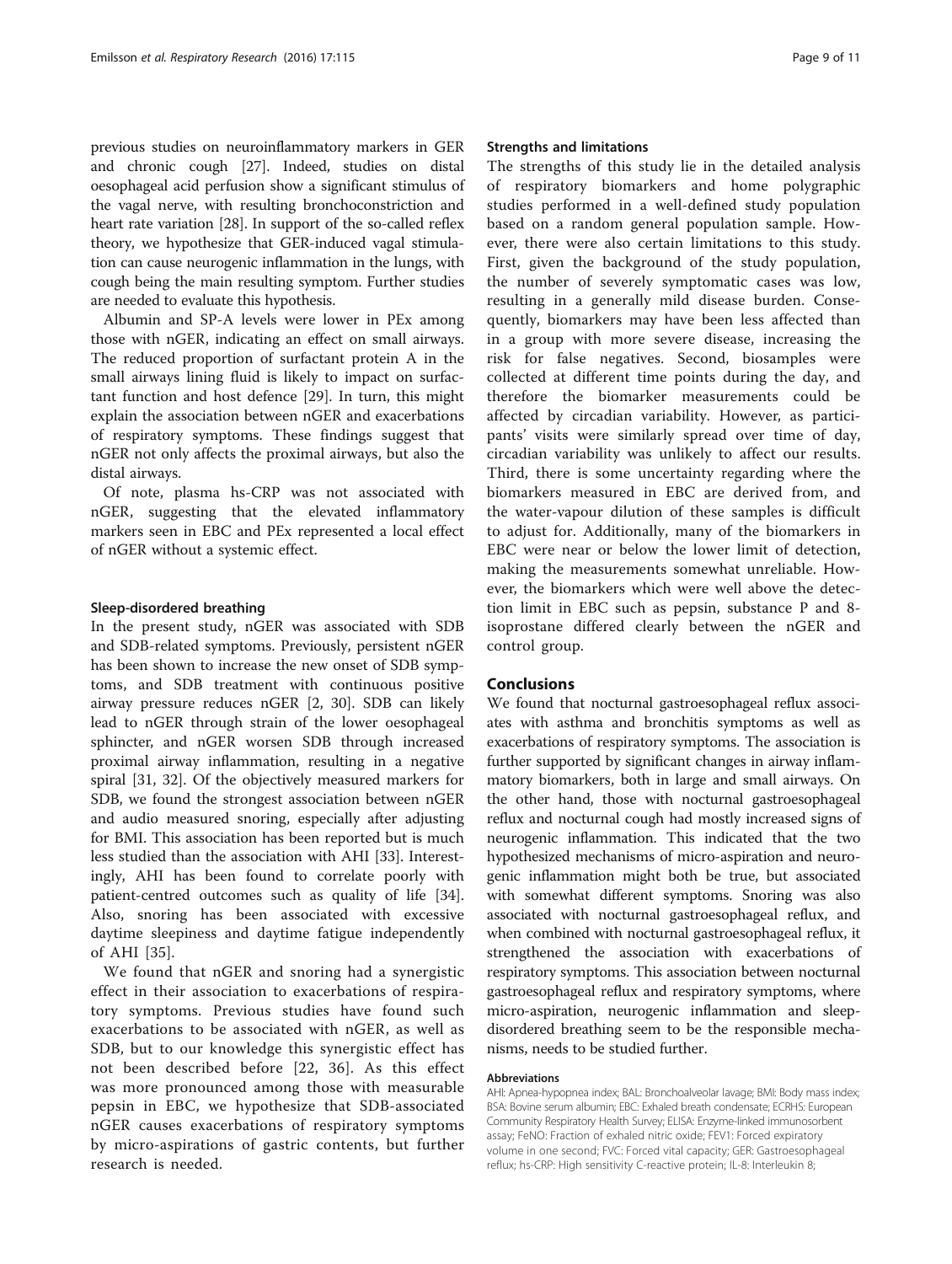previous studies on neuroinflammatory markers in GER and chronic cough [27]. Indeed, studies on distal oesophageal acid perfusion show a significant stimulus of the vagal nerve, with resulting bronchoconstriction and heart rate variation [28]. In support of the so-called reflex theory, we hypothesize that GER-induced vagal stimulation can cause neurogenic inflammation in the lungs, with cough being the main resulting symptom. Further studies are needed to evaluate this hypothesis.

Albumin and SP-A levels were lower in PEx among those with nGER, indicating an effect on small airways. The reduced proportion of surfactant protein A in the small airways lining fluid is likely to impact on surfactant function and host defence [29]. In turn, this might explain the association between nGER and exacerbations of respiratory symptoms. These findings suggest that nGER not only affects the proximal airways, but also the distal airways.

Of note, plasma hs-CRP was not associated with nGER, suggesting that the elevated inflammatory markers seen in EBC and PEx represented a local effect of nGER without a systemic effect.

### Sleep-disordered breathing

In the present study, nGER was associated with SDB and SDB-related symptoms. Previously, persistent nGER has been shown to increase the new onset of SDB symptoms, and SDB treatment with continuous positive airway pressure reduces nGER [2, 30]. SDB can likely lead to nGER through strain of the lower oesophageal sphincter, and nGER worsen SDB through increased proximal airway inflammation, resulting in a negative spiral [31, 32]. Of the objectively measured markers for SDB, we found the strongest association between nGER and audio measured snoring, especially after adjusting for BMI. This association has been reported but is much less studied than the association with AHI [33]. Interestingly, AHI has been found to correlate poorly with patient-centred outcomes such as quality of life [34]. Also, snoring has been associated with excessive daytime sleepiness and daytime fatigue independently of AHI [35].

We found that nGER and snoring had a synergistic effect in their association to exacerbations of respiratory symptoms. Previous studies have found such exacerbations to be associated with nGER, as well as SDB, but to our knowledge this synergistic effect has not been described before [22, 36]. As this effect was more pronounced among those with measurable pepsin in EBC, we hypothesize that SDB-associated nGER causes exacerbations of respiratory symptoms by micro-aspirations of gastric contents, but further research is needed.

### Strengths and limitations

The strengths of this study lie in the detailed analysis of respiratory biomarkers and home polygraphic studies performed in a well-defined study population based on a random general population sample. However, there were also certain limitations to this study. First, given the background of the study population, the number of severely symptomatic cases was low, resulting in a generally mild disease burden. Consequently, biomarkers may have been less affected than in a group with more severe disease, increasing the risk for false negatives. Second, biosamples were collected at different time points during the day, and therefore the biomarker measurements could be affected by circadian variability. However, as participants' visits were similarly spread over time of day, circadian variability was unlikely to affect our results. Third, there is some uncertainty regarding where the biomarkers measured in EBC are derived from, and the water-vapour dilution of these samples is difficult to adjust for. Additionally, many of the biomarkers in EBC were near or below the lower limit of detection, making the measurements somewhat unreliable. However, the biomarkers which were well above the detection limit in EBC such as pepsin, substance P and 8-isoprostane differed clearly between the nGER and control group.

## Conclusions

We found that nocturnal gastroesophageal reflux associates with asthma and bronchitis symptoms as well as exacerbations of respiratory symptoms. The association is further supported by significant changes in airway inflammatory biomarkers, both in large and small airways. On the other hand, those with nocturnal gastroesophageal reflux and nocturnal cough had mostly increased signs of neurogenic inflammation. This indicated that the two hypothesized mechanisms of micro-aspiration and neurogenic inflammation might both be true, but associated with somewhat different symptoms. Snoring was also associated with nocturnal gastroesophageal reflux, and when combined with nocturnal gastroesophageal reflux, it strengthened the association with exacerbations of respiratory symptoms. This association between nocturnal gastroesophageal reflux and respiratory symptoms, where micro-aspiration, neurogenic inflammation and sleep-disordered breathing seem to be the responsible mechanisms, needs to be studied further.

#### Abbreviations

AHI: Apnea-hypopnea index; BAL: Bronchoalveolar lavage; BMI: Body mass index; BSA: Bovine serum albumin; EBC: Exhaled breath condensate; ECRHS: European Community Respiratory Health Survey; ELISA: Enzyme-linked immunosorbent assay; FeNO: Fraction of exhaled nitric oxide; FEV1: Forced expiratory volume in one second; FVC: Forced vital capacity; GER: Gastroesophageal reflux; hs-CRP: High sensitivity C-reactive protein; IL-8: Interleukin 8;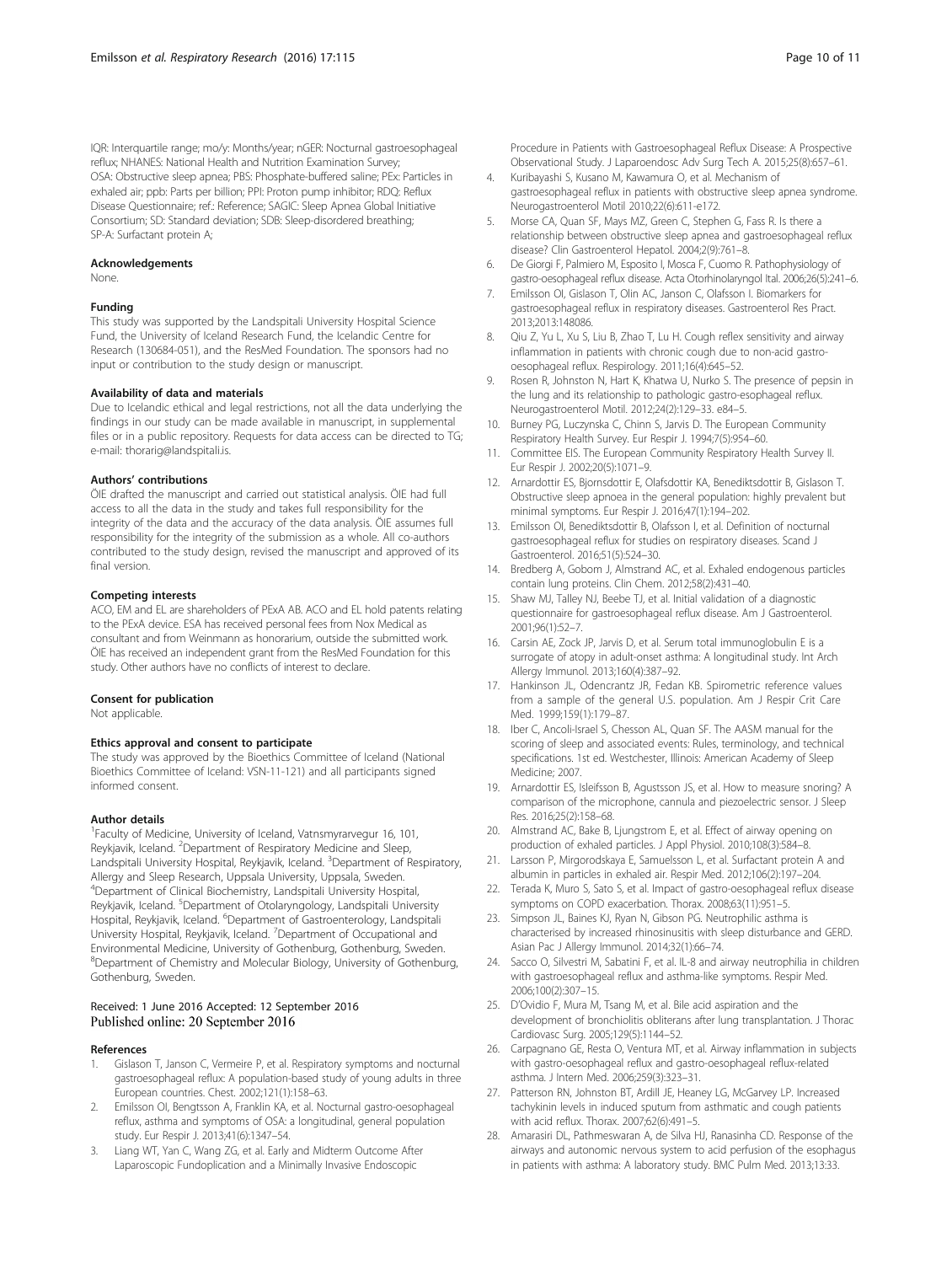IQR: Interquartile range; mo/y: Months/year; nGER: Nocturnal gastroesophageal reflux; NHANES: National Health and Nutrition Examination Survey; OSA: Obstructive sleep apnea; PBS: Phosphate-buffered saline; PEx: Particles in exhaled air; ppb: Parts per billion; PPI: Proton pump inhibitor; RDQ: Reflux Disease Questionnaire; ref.: Reference; SAGIC: Sleep Apnea Global Initiative Consortium; SD: Standard deviation; SDB: Sleep-disordered breathing; SP-A: Surfactant protein A;

### Acknowledgements

None.

### Funding

This study was supported by the Landspitali University Hospital Science Fund, the University of Iceland Research Fund, the Icelandic Centre for Research (130684-051), and the ResMed Foundation. The sponsors had no input or contribution to the study design or manuscript.

### Availability of data and materials

Due to Icelandic ethical and legal restrictions, not all the data underlying the findings in our study can be made available in manuscript, in supplemental files or in a public repository. Requests for data access can be directed to TG; e-mail: thorarig@landspitali.is.

### Authors' contributions

ÖIE drafted the manuscript and carried out statistical analysis. ÖIE had full access to all the data in the study and takes full responsibility for the integrity of the data and the accuracy of the data analysis. ÖIE assumes full responsibility for the integrity of the submission as a whole. All co-authors contributed to the study design, revised the manuscript and approved of its final version.

### Competing interests

ACO, EM and EL are shareholders of PExA AB. ACO and EL hold patents relating to the PExA device. ESA has received personal fees from Nox Medical as consultant and from Weinmann as honorarium, outside the submitted work. ÖIE has received an independent grant from the ResMed Foundation for this study. Other authors have no conflicts of interest to declare.

### Consent for publication

Not applicable.

### Ethics approval and consent to participate

The study was approved by the Bioethics Committee of Iceland (National Bioethics Committee of Iceland: VSN-11-121) and all participants signed informed consent.

### Author details

[1]Faculty of Medicine, University of Iceland, Vatnsmyrarvegur 16, 101, Reykjavik, Iceland. [2]Department of Respiratory Medicine and Sleep, Landspitali University Hospital, Reykjavik, Iceland. [3]Department of Respiratory, Allergy and Sleep Research, Uppsala University, Uppsala, Sweden. [4]Department of Clinical Biochemistry, Landspitali University Hospital, Reykjavik, Iceland. [5]Department of Otolaryngology, Landspitali University Hospital, Reykjavik, Iceland. [6]Department of Gastroenterology, Landspitali University Hospital, Reykjavik, Iceland. [7]Department of Occupational and Environmental Medicine, University of Gothenburg, Gothenburg, Sweden. [8]Department of Chemistry and Molecular Biology, University of Gothenburg, Gothenburg, Sweden.

Received: 1 June 2016 Accepted: 12 September 2016
Published online: 20 September 2016

### References

1. Gislason T, Janson C, Vermeire P, et al. Respiratory symptoms and nocturnal gastroesophageal reflux: A population-based study of young adults in three European countries. Chest. 2002;121(1):158–63.
2. Emilsson OI, Bengtsson A, Franklin KA, et al. Nocturnal gastro-oesophageal reflux, asthma and symptoms of OSA: a longitudinal, general population study. Eur Respir J. 2013;41(6):1347–54.
3. Liang WT, Yan C, Wang ZG, et al. Early and Midterm Outcome After Laparoscopic Fundoplication and a Minimally Invasive Endoscopic Procedure in Patients with Gastroesophageal Reflux Disease: A Prospective Observational Study. J Laparoendosc Adv Surg Tech A. 2015;25(8):657–61.
4. Kuribayashi S, Kusano M, Kawamura O, et al. Mechanism of gastroesophageal reflux in patients with obstructive sleep apnea syndrome. Neurogastroenterol Motil 2010;22(6):611-e172.
5. Morse CA, Quan SF, Mays MZ, Green C, Stephen G, Fass R. Is there a relationship between obstructive sleep apnea and gastroesophageal reflux disease? Clin Gastroenterol Hepatol. 2004;2(9):761–8.
6. De Giorgi F, Palmiero M, Esposito I, Mosca F, Cuomo R. Pathophysiology of gastro-oesophageal reflux disease. Acta Otorhinolaryngol Ital. 2006;26(5):241–6.
7. Emilsson OI, Gislason T, Olin AC, Janson C, Olafsson I. Biomarkers for gastroesophageal reflux in respiratory diseases. Gastroenterol Res Pract. 2013;2013:148086.
8. Qiu Z, Yu L, Xu S, Liu B, Zhao T, Lu H. Cough reflex sensitivity and airway inflammation in patients with chronic cough due to non-acid gastro-oesophageal reflux. Respirology. 2011;16(4):645–52.
9. Rosen R, Johnston N, Hart K, Khatwa U, Nurko S. The presence of pepsin in the lung and its relationship to pathologic gastro-esophageal reflux. Neurogastroenterol Motil. 2012;24(2):129–33. e84–5.
10. Burney PG, Luczynska C, Chinn S, Jarvis D. The European Community Respiratory Health Survey. Eur Respir J. 1994;7(5):954–60.
11. Committee EIS. The European Community Respiratory Health Survey II. Eur Respir J. 2002;20(5):1071–9.
12. Arnardottir ES, Bjornsdottir E, Olafsdottir KA, Benediktsdottir B, Gislason T. Obstructive sleep apnoea in the general population: highly prevalent but minimal symptoms. Eur Respir J. 2016;47(1):194–202.
13. Emilsson OI, Benediktsdottir B, Olafsson I, et al. Definition of nocturnal gastroesophageal reflux for studies on respiratory diseases. Scand J Gastroenterol. 2016;51(5):524–30.
14. Bredberg A, Gobom J, Almstrand AC, et al. Exhaled endogenous particles contain lung proteins. Clin Chem. 2012;58(2):431–40.
15. Shaw MJ, Talley NJ, Beebe TJ, et al. Initial validation of a diagnostic questionnaire for gastroesophageal reflux disease. Am J Gastroenterol. 2001;96(1):52–7.
16. Carsin AE, Zock JP, Jarvis D, et al. Serum total immunoglobulin E is a surrogate of atopy in adult-onset asthma: A longitudinal study. Int Arch Allergy Immunol. 2013;160(4):387–92.
17. Hankinson JL, Odencrantz JR, Fedan KB. Spirometric reference values from a sample of the general U.S. population. Am J Respir Crit Care Med. 1999;159(1):179–87.
18. Iber C, Ancoli-Israel S, Chesson AL, Quan SF. The AASM manual for the scoring of sleep and associated events: Rules, terminology, and technical specifications. 1st ed. Westchester, Illinois: American Academy of Sleep Medicine; 2007.
19. Arnardottir ES, Isleifsson B, Agustsson JS, et al. How to measure snoring? A comparison of the microphone, cannula and piezoelectric sensor. J Sleep Res. 2016;25(2):158–68.
20. Almstrand AC, Bake B, Ljungstrom E, et al. Effect of airway opening on production of exhaled particles. J Appl Physiol. 2010;108(3):584–8.
21. Larsson P, Mirgorodskaya E, Samuelsson L, et al. Surfactant protein A and albumin in particles in exhaled air. Respir Med. 2012;106(2):197–204.
22. Terada K, Muro S, Sato S, et al. Impact of gastro-oesophageal reflux disease symptoms on COPD exacerbation. Thorax. 2008;63(11):951–5.
23. Simpson JL, Baines KJ, Ryan N, Gibson PG. Neutrophilic asthma is characterised by increased rhinosinusitis with sleep disturbance and GERD. Asian Pac J Allergy Immunol. 2014;32(1):66–74.
24. Sacco O, Silvestri M, Sabatini F, et al. IL-8 and airway neutrophilia in children with gastroesophageal reflux and asthma-like symptoms. Respir Med. 2006;100(2):307–15.
25. D'Ovidio F, Mura M, Tsang M, et al. Bile acid aspiration and the development of bronchiolitis obliterans after lung transplantation. J Thorac Cardiovasc Surg. 2005;129(5):1144–52.
26. Carpagnano GE, Resta O, Ventura MT, et al. Airway inflammation in subjects with gastro-oesophageal reflux and gastro-oesophageal reflux-related asthma. J Intern Med. 2006;259(3):323–31.
27. Patterson RN, Johnston BT, Ardill JE, Heaney LG, McGarvey LP. Increased tachykinin levels in induced sputum from asthmatic and cough patients with acid reflux. Thorax. 2007;62(6):491–5.
28. Amarasiri DL, Pathmeswaran A, de Silva HJ, Ranasinha CD. Response of the airways and autonomic nervous system to acid perfusion of the esophagus in patients with asthma: A laboratory study. BMC Pulm Med. 2013;13:33.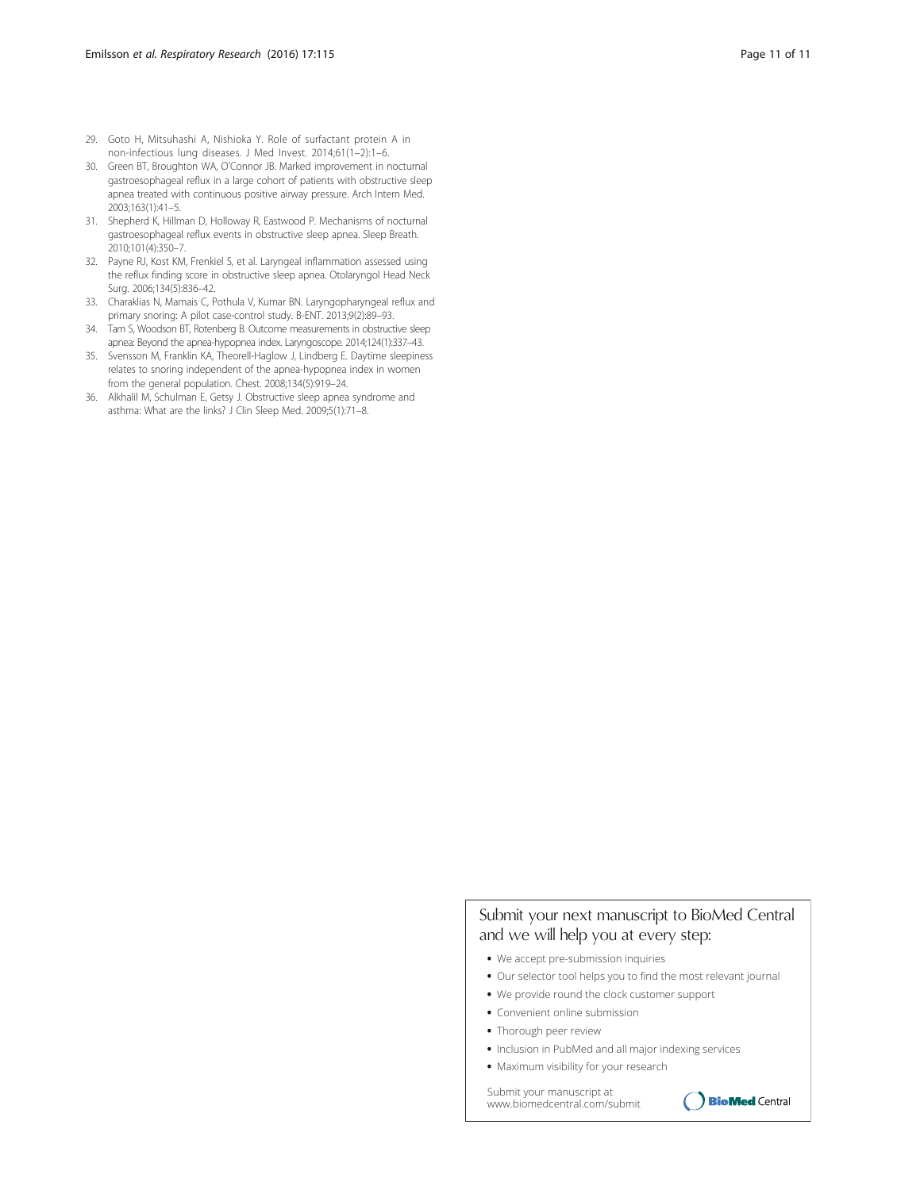29. Goto H, Mitsuhashi A, Nishioka Y. Role of surfactant protein A in non-infectious lung diseases. J Med Invest. 2014;61(1–2):1–6.
30. Green BT, Broughton WA, O'Connor JB. Marked improvement in nocturnal gastroesophageal reflux in a large cohort of patients with obstructive sleep apnea treated with continuous positive airway pressure. Arch Intern Med. 2003;163(1):41–5.
31. Shepherd K, Hillman D, Holloway R, Eastwood P. Mechanisms of nocturnal gastroesophageal reflux events in obstructive sleep apnea. Sleep Breath. 2010;101(4):350–7.
32. Payne RJ, Kost KM, Frenkiel S, et al. Laryngeal inflammation assessed using the reflux finding score in obstructive sleep apnea. Otolaryngol Head Neck Surg. 2006;134(5):836–42.
33. Charaklias N, Mamais C, Pothula V, Kumar BN. Laryngopharyngeal reflux and primary snoring: A pilot case-control study. B-ENT. 2013;9(2):89–93.
34. Tam S, Woodson BT, Rotenberg B. Outcome measurements in obstructive sleep apnea: Beyond the apnea-hypopnea index. Laryngoscope. 2014;124(1):337–43.
35. Svensson M, Franklin KA, Theorell-Haglow J, Lindberg E. Daytime sleepiness relates to snoring independent of the apnea-hypopnea index in women from the general population. Chest. 2008;134(5):919–24.
36. Alkhalil M, Schulman E, Getsy J. Obstructive sleep apnea syndrome and asthma: What are the links? J Clin Sleep Med. 2009;5(1):71–8.

Submit your next manuscript to BioMed Central and we will help you at every step:

- We accept pre-submission inquiries
- Our selector tool helps you to find the most relevant journal
- We provide round the clock customer support
- Convenient online submission
- Thorough peer review
- Inclusion in PubMed and all major indexing services
- Maximum visibility for your research

Submit your manuscript at www.biomedcentral.com/submit

BioMed Central